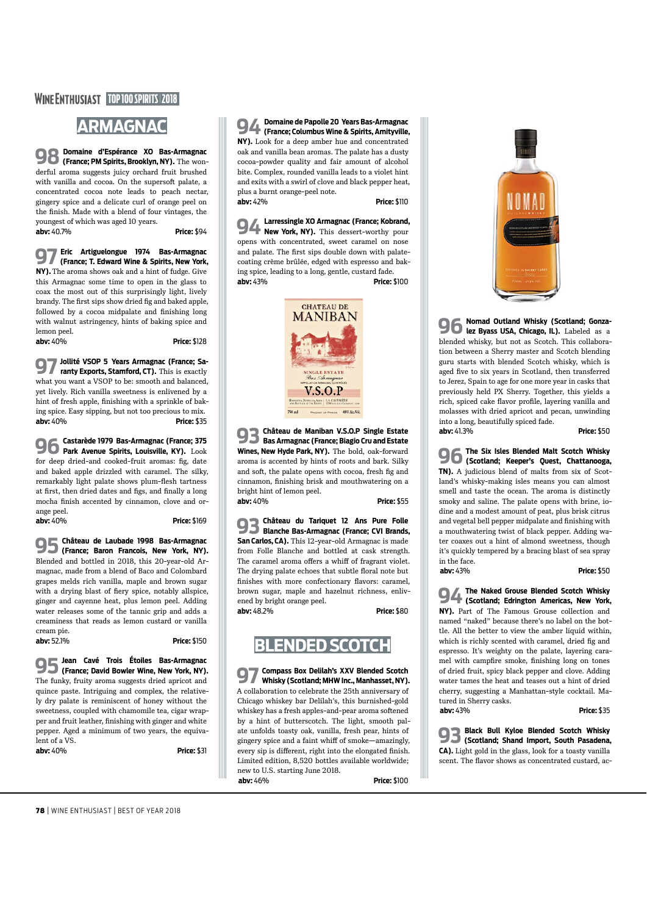## ARMAGNAC

**98 Domaine d'Espérance XO Bas-Armagnac (France; PM Spirits, Brooklyn, NY).** The wonderful aroma suggests juicy orchard fruit brushed with vanilla and cocoa. On the supersoft palate, a concentrated cocoa note leads to peach nectar, gingery spice and a delicate curl of orange peel on the finish. Made with a blend of four vintages, the youngest of which was aged 10 years.
**abv:** 40.7% **Price:** $94

**97 Eric Artiguelongue 1974 Bas-Armagnac (France; T. Edward Wine & Spirits, New York, NY).** The aroma shows oak and a hint of fudge. Give this Armagnac some time to open in the glass to coax the most out of this surprisingly light, lively brandy. The first sips show dried fig and baked apple, followed by a cocoa midpalate and finishing long with walnut astringency, hints of baking spice and lemon peel.
**abv:** 40% **Price:** $128

**97 Jollité VSOP 5 Years Armagnac (France; Saranty Exports, Stamford, CT).** This is exactly what you want a VSOP to be: smooth and balanced, yet lively. Rich vanilla sweetness is enlivened by a hint of fresh apple, finishing with a sprinkle of baking spice. Easy sipping, but not too precious to mix.
**abv:** 40% **Price:** $35

**96 Castarède 1979 Bas-Armagnac (France; 375 Park Avenue Spirits, Louisville, KY).** Look for deep dried-and cooked-fruit aromas: fig, date and baked apple drizzled with caramel. The silky, remarkably light palate shows plum-flesh tartness at first, then dried dates and figs, and finally a long mocha finish accented by cinnamon, clove and orange peel.
**abv:** 40% **Price:** $169

**95 Château de Laubade 1998 Bas-Armagnac (France; Baron Francois, New York, NY).** Blended and bottled in 2018, this 20-year-old Armagnac, made from a blend of Baco and Colombard grapes melds rich vanilla, maple and brown sugar with a drying blast of fiery spice, notably allspice, ginger and cayenne heat, plus lemon peel. Adding water releases some of the tannic grip and adds a creaminess that reads as lemon custard or vanilla cream pie.
**abv:** 52.1% **Price:** $150

**95 Jean Cavé Trois Étoiles Bas-Armagnac (France; David Bowler Wine, New York, NY).** The funky, fruity aroma suggests dried apricot and quince paste. Intriguing and complex, the relatively dry palate is reminiscent of honey without the sweetness, coupled with chamomile tea, cigar wrapper and fruit leather, finishing with ginger and white pepper. Aged a minimum of two years, the equivalent of a VS.
**abv:** 40% **Price:** $31

**94 Domaine de Papolle 20 Years Bas-Armagnac (France; Columbus Wine & Spirits, Amityville, NY).** Look for a deep amber hue and concentrated oak and vanilla bean aromas. The palate has a dusty cocoa-powder quality and fair amount of alcohol bite. Complex, rounded vanilla leads to a violet hint and exits with a swirl of clove and black pepper heat, plus a burnt orange-peel note.
**abv:** 42% **Price:** $110

**94 Larressingle XO Armagnac (France; Kobrand, New York, NY).** This dessert-worthy pour opens with concentrated, sweet caramel on nose and palate. The first sips double down with palate-coating crème brûlée, edged with espresso and baking spice, leading to a long, gentle, custard fade.
**abv:** 43% **Price:** $100

**93 Château de Maniban V.S.O.P Single Estate Bas Armagnac (France; Biagio Cru and Estate Wines, New Hyde Park, NY).** The bold, oak-forward aroma is accented by hints of roots and bark. Silky and soft, the palate opens with cocoa, fresh fig and cinnamon, finishing brisk and mouthwatering on a bright hint of lemon peel.
**abv:** 40% **Price:** $55

**93 Château du Tariquet 12 Ans Pure Folle Blanche Bas-Armagnac (France; CVI Brands, San Carlos, CA).** This 12-year-old Armagnac is made from Folle Blanche and bottled at cask strength. The caramel aroma offers a whiff of fragrant violet. The drying palate echoes that subtle floral note but finishes with more confectionary flavors: caramel, brown sugar, maple and hazelnut richness, enlivened by bright orange peel.
**abv:** 48.2% **Price:** $80

## BLENDED SCOTCH

**97 Compass Box Delilah's XXV Blended Scotch Whisky (Scotland; MHW Inc., Manhasset, NY).** A collaboration to celebrate the 25th anniversary of Chicago whiskey bar Delilah's, this burnished-gold whiskey has a fresh apples-and-pear aroma softened by a hint of butterscotch. The light, smooth palate unfolds toasty oak, vanilla, fresh pear, hints of gingery spice and a faint whiff of smoke—amazingly, every sip is different, right into the elongated finish. Limited edition, 8,520 bottles available worldwide; new to U.S. starting June 2018.
**abv:** 46% **Price:** $100

**96 Nomad Outland Whisky (Scotland; Gonzalez Byass USA, Chicago, IL).** Labeled as a blended whisky, but not as Scotch. This collaboration between a Sherry master and Scotch blending guru starts with blended Scotch whisky, which is aged five to six years in Scotland, then transferred to Jerez, Spain to age for one more year in casks that previously held PX Sherry. Together, this yields a rich, spiced cake flavor profile, layering vanilla and molasses with dried apricot and pecan, unwinding into a long, beautifully spiced fade.
**abv:** 41.3% **Price:** $50

**96 The Six Isles Blended Malt Scotch Whisky (Scotland; Keeper's Quest, Chattanooga, TN).** A judicious blend of malts from six of Scotland's whisky-making isles means you can almost smell and taste the ocean. The aroma is distinctly smoky and saline. The palate opens with brine, iodine and a modest amount of peat, plus brisk citrus and vegetal bell pepper midpalate and finishing with a mouthwatering twist of black pepper. Adding water coaxes out a hint of almond sweetness, though it's quickly tempered by a bracing blast of sea spray in the face.
**abv:** 43% **Price:** $50

**94 The Naked Grouse Blended Scotch Whisky (Scotland; Edrington Americas, New York, NY).** Part of The Famous Grouse collection and named "naked" because there's no label on the bottle. All the better to view the amber liquid within, which is richly scented with caramel, dried fig and espresso. It's weighty on the palate, layering caramel with campfire smoke, finishing long on tones of dried fruit, spicy black pepper and clove. Adding water tames the heat and teases out a hint of dried cherry, suggesting a Manhattan-style cocktail. Matured in Sherry casks.
**abv:** 43% **Price:** $35

**93 Black Bull Kyloe Blended Scotch Whisky (Scotland; Shand Import, South Pasadena, CA).** Light gold in the glass, look for a toasty vanilla scent. The flavor shows as concentrated custard, ac-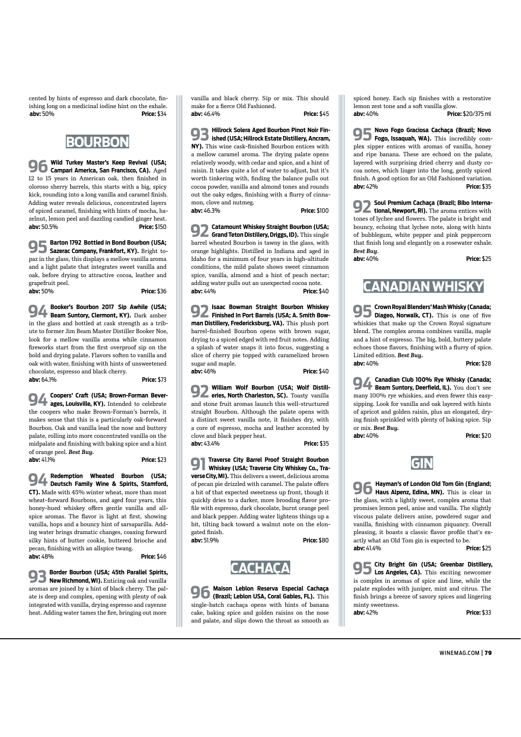cented by hints of espresso and dark chocolate, finishing long on a medicinal iodine hint on the exhale.
**abv:** 50% **Price:** $34

## BOURBON

**96 Wild Turkey Master's Keep Revival (USA; Campari America, San Francisco, CA).** Aged 12 to 15 years in American oak, then finished in oloroso sherry barrels, this starts with a big, spicy kick, rounding into a long vanilla and caramel finish. Adding water reveals delicious, concentrated layers of spiced caramel, finishing with hints of mocha, hazelnut, lemon peel and dazzling candied ginger heat.
**abv:** 50.5% **Price:** $150

**95 Barton 1792 Bottled in Bond Bourbon (USA; Sazerac Company, Frankfort, KY).** Bright topaz in the glass, this displays a mellow vanilla aroma and a light palate that integrates sweet vanilla and oak, before drying to attractive cocoa, leather and grapefruit peel.
**abv:** 50% **Price:** $36

**94 Booker's Bourbon 2017 Sip Awhile (USA; Beam Suntory, Clermont, KY).** Dark amber in the glass and bottled at cask strength as a tribute to former Jim Beam Master Distiller Booker Noe, look for a mellow vanilla aroma while cinnamon fireworks start from the first overproof sip on the bold and drying palate. Flavors soften to vanilla and oak with water, finishing with hints of unsweetened chocolate, espresso and black cherry.
**abv:** 64.1% **Price:** $73

**94 Coopers' Craft (USA; Brown-Forman Beverages, Louisville, KY).** Intended to celebrate the coopers who make Brown-Forman's barrels, it makes sense that this is a particularly oak-forward Bourbon. Oak and vanilla lead the nose and buttery palate, rolling into more concentrated vanilla on the midpalate and finishing with baking spice and a hint of orange peel. ***Best Buy.***
**abv:** 41.1% **Price:** $23

**94 Redemption Wheated Bourbon (USA; Deutsch Family Wine & Spirits, Stamford, CT).** Made with 45% winter wheat, more than most wheat-forward Bourbons, and aged four years, this honey-hued whiskey offers gentle vanilla and allspice aromas. The flavor is light at first, showing vanilla, hops and a bouncy hint of sarsaparilla. Adding water brings dramatic changes, coaxing forward silky hints of butter cookie, buttered brioche and pecan, finishing with an allspice twang.
**abv:** 48% **Price:** $46

**93 Border Bourbon (USA; 45th Parallel Spirits, New Richmond, WI).** Enticing oak and vanilla aromas are joined by a hint of black cherry. The palate is deep and complex, opening with plenty of oak integrated with vanilla, drying espresso and cayenne heat. Adding water tames the fire, bringing out more vanilla and black cherry. Sip or mix. This should make for a fierce Old Fashioned.
**abv:** 46.4% **Price:** $45

**93 Hillrock Solera Aged Bourbon Pinot Noir Finished (USA; Hillrock Estate Distillery, Ancram, NY).** This wine cask-finished Bourbon entices with a mellow caramel aroma. The drying palate opens relatively woody, with cedar and spice, and a hint of raisin. It takes quite a lot of water to adjust, but it's worth tinkering with, finding the balance pulls out cocoa powder, vanilla and almond tones and rounds out the oaky edges, finishing with a flurry of cinnamon, clove and nutmeg.
**abv:** 46.3% **Price:** $100

**92 Catamount Whiskey Straight Bourbon (USA; Grand Teton Distillery, Driggs, ID).** This single barrel wheated Bourbon is tawny in the glass, with orange highlights. Distilled in Indiana and aged in Idaho for a minimum of four years in high-altitude conditions, the mild palate shows sweet cinnamon spice, vanilla, almond and a hint of peach nectar; adding water pulls out an unexpected cocoa note.
**abv:** 44% **Price:** $40

**92 Isaac Bowman Straight Bourbon Whiskey Finished In Port Barrels (USA; A. Smith Bowman Distillery, Fredericksburg, VA).** This plush port barrel-finished Bourbon opens with brown sugar, drying to a spiced edged with red fruit notes. Adding a splash of water snaps it into focus, suggesting a slice of cherry pie topped with caramelized brown sugar and maple.
**abv:** 46% **Price:** $40

**92 William Wolf Bourbon (USA; Wolf Distilleries, North Charleston, SC).** Toasty vanilla and stone fruit aromas launch this well-structured straight Bourbon. Although the palate opens with a distinct sweet vanilla note, it finishes dry, with a core of espresso, mocha and leather accented by clove and black pepper heat.
**abv:** 43.4% **Price:** $35

**91 Traverse City Barrel Proof Straight Bourbon Whiskey (USA; Traverse City Whiskey Co., Traverse City, MI).** This delivers a sweet, delicious aroma of pecan pie drizzled with caramel. The palate offers a hit of that expected sweetness up front, though it quickly dries to a darker, more brooding flavor profile with espresso, dark chocolate, burnt orange peel and black pepper. Adding water lightens things up a bit, tilting back toward a walnut note on the elongated finish.
**abv:** 51.9% **Price:** $80

## CACHAÇA

**96 Maison Leblon Reserva Especial Cachaça (Brazil; Leblon USA, Coral Gables, FL).** This single-batch cachaça opens with hints of banana cake, baking spice and golden raisins on the nose and palate, and slips down the throat as smooth as spiced honey. Each sip finishes with a restorative lemon zest tone and a soft vanilla glow.
**abv:** 40% **Price:** $20/375 ml

**95 Novo Fogo Graciosa Cachaça (Brazil; Novo Fogo, Issaquah, WA).** This incredibly complex sipper entices with aromas of vanilla, honey and ripe banana. These are echoed on the palate, layered with surprising dried cherry and dusty cocoa notes, which linger into the long, gently spiced finish. A good option for an Old Fashioned variation.
**abv:** 42% **Price:** $35

**92 Soul Premium Cachaça (Brazil; Bibo International, Newport, RI).** The aroma entices with tones of lychee and flowers. The palate is bright and bouncy, echoing that lychee note, along with hints of bubblegum, white pepper and pink peppercorn that finish long and elegantly on a rosewater exhale. ***Best Buy.***
**abv:** 40% **Price:** $25

## CANADIAN WHISKY

**95 Crown Royal Blenders' Mash Whisky (Canada; Diageo, Norwalk, CT).** This is one of five whiskies that make up the Crown Royal signature blend. The complex aroma combines vanilla, maple and a hint of espresso. The big, bold, buttery palate echoes those flavors, finishing with a flurry of spice. Limited edition. ***Best Buy.***
**abv:** 40% **Price:** $28

**94 Canadian Club 100% Rye Whisky (Canada; Beam Suntory, Deerfield, IL).** You don't see many 100% rye whiskies, and even fewer this easy-sipping. Look for vanilla and oak layered with hints of apricot and golden raisin, plus an elongated, drying finish sprinkled with plenty of baking spice. Sip or mix. ***Best Buy.***
**abv:** 40% **Price:** $20

## GIN

**96 Hayman's of London Old Tom Gin (England; Haus Alpenz, Edina, MN).** This is clear in the glass, with a lightly sweet, complex aroma that promises lemon peel, anise and vanilla. The slightly viscous palate delivers anise, powdered sugar and vanilla, finishing with cinnamon piquancy. Overall pleasing, it boasts a classic flavor profile that's exactly what an Old Tom gin is expected to be.
**abv:** 41.4% **Price:** $25

**95 City Bright Gin (USA; Greenbar Distillery, Los Angeles, CA).** This exciting newcomer is complex in aromas of spice and lime, while the palate explodes with juniper, mint and citrus. The finish brings a breeze of savory spices and lingering minty sweetness.
**abv:** 42% **Price:** $33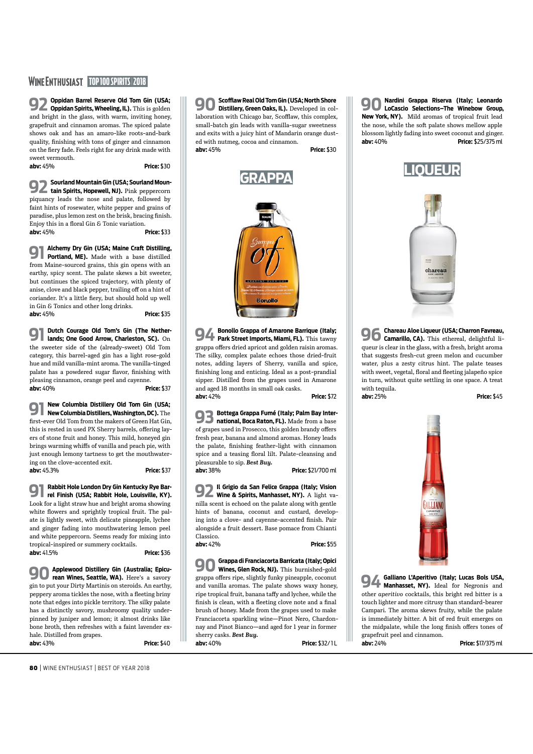**92** **Oppidan Barrel Reserve Old Tom Gin (USA; Oppidan Spirits, Wheeling, IL).** This is golden and bright in the glass, with warm, inviting honey, grapefruit and cinnamon aromas. The spiced palate shows oak and has an amaro-like roots-and-bark quality, finishing with tons of ginger and cinnamon on the fiery fade. Feels right for any drink made with sweet vermouth.
**abv:** 45% **Price:** $30

**92** **Sourland Mountain Gin (USA; Sourland Mountain Spirits, Hopewell, NJ).** Pink peppercorn piquancy leads the nose and palate, followed by faint hints of rosewater, white pepper and grains of paradise, plus lemon zest on the brisk, bracing finish. Enjoy this in a floral Gin & Tonic variation.
**abv:** 45% **Price:** $33

**91** **Alchemy Dry Gin (USA; Maine Craft Distilling, Portland, ME).** Made with a base distilled from Maine-sourced grains, this gin opens with an earthy, spicy scent. The palate skews a bit sweeter, but continues the spiced trajectory, with plenty of anise, clove and black pepper, trailing off on a hint of coriander. It's a little fiery, but should hold up well in Gin & Tonics and other long drinks.
**abv:** 45% **Price:** $35

**91** **Dutch Courage Old Tom's Gin (The Netherlands; One Good Arrow, Charleston, SC).** On the sweeter side of the (already-sweet) Old Tom category, this barrel-aged gin has a light rose-gold hue and mild vanilla-mint aroma. The vanilla-tinged palate has a powdered sugar flavor, finishing with pleasing cinnamon, orange peel and cayenne.
**abv:** 40% **Price:** $37

**91** **New Columbia Distillery Old Tom Gin (USA; New Columbia Distillers, Washington, DC).** The first-ever Old Tom from the makers of Green Hat Gin, this is rested in used PX Sherry barrels, offering layers of stone fruit and honey. This mild, honeyed gin brings warming whiffs of vanilla and peach pie, with just enough lemony tartness to get the mouthwatering on the clove-accented exit.
**abv:** 45.3% **Price:** $37

**91** **Rabbit Hole London Dry Gin Kentucky Rye Barrel Finish (USA; Rabbit Hole, Louisville, KY).** Look for a light straw hue and bright aroma showing white flowers and sprightly tropical fruit. The palate is lightly sweet, with delicate pineapple, lychee and ginger fading into mouthwatering lemon peel and white peppercorn. Seems ready for mixing into tropical-inspired or summery cocktails.
**abv:** 41.5% **Price:** $36

**90** **Applewood Distillery Gin (Australia; Epicurean Wines, Seattle, WA).** Here's a savory gin to put your Dirty Martinis on steroids. An earthy, peppery aroma tickles the nose, with a fleeting briny note that edges into pickle territory. The silky palate has a distinctly savory, mushroomy quality underpinned by juniper and lemon; it almost drinks like bone broth, then refreshes with a faint lavender exhale. Distilled from grapes.
**abv:** 43% **Price:** $40

**90** **Scofflaw Real Old Tom Gin (USA; North Shore Distillery, Green Oaks, IL).** Developed in collaboration with Chicago bar, Scofflaw, this complex, small-batch gin leads with vanilla-sugar sweetness and exits with a juicy hint of Mandarin orange dusted with nutmeg, cocoa and cinnamon.
**abv:** 45% **Price:** $30

## GRAPPA

**94** **Bonollo Grappa of Amarone Barrique (Italy; Park Street Imports, Miami, FL).** This tawny grappa offers dried apricot and golden raisin aromas. The silky, complex palate echoes those dried-fruit notes, adding layers of Sherry, vanilla and spice, finishing long and enticing. Ideal as a post-prandial sipper. Distilled from the grapes used in Amarone and aged 18 months in small oak casks.
**abv:** 42% **Price:** $72

**93** **Bottega Grappa Fumé (Italy; Palm Bay International, Boca Raton, FL).** Made from a base of grapes used in Prosecco, this golden brandy offers fresh pear, banana and almond aromas. Honey leads the palate, finishing feather-light with cinnamon spice and a teasing floral lilt. Palate-cleansing and pleasurable to sip. ***Best Buy.***
**abv:** 38% **Price:** $21/700 ml

**92** **Il Grigio da San Felice Grappa (Italy; Vision Wine & Spirits, Manhasset, NY).** A light vanilla scent is echoed on the palate along with gentle hints of banana, coconut and custard, developing into a clove- and cayenne-accented finish. Pair alongside a fruit dessert. Base pomace from Chianti Classico.
**abv:** 42% **Price:** $55

**90** **Grappa di Franciacorta Barricata (Italy; Opici Wines, Glen Rock, NJ).** This burnished-gold grappa offers ripe, slightly funky pineapple, coconut and vanilla aromas. The palate shows waxy honey, ripe tropical fruit, banana taffy and lychee, while the finish is clean, with a fleeting clove note and a final brush of honey. Made from the grapes used to make Franciacorta sparkling wine—Pinot Nero, Chardonnay and Pinot Bianco—and aged for 1 year in former sherry casks. ***Best Buy.***
**abv:** 40% **Price:** $32/1 L

**90** **Nardini Grappa Riserva (Italy; Leonardo LoCascio Selections–The Winebow Group, New York, NY).** Mild aromas of tropical fruit lead the nose, while the soft palate shows mellow apple blossom lightly fading into sweet coconut and ginger.
**abv:** 40% **Price:** $25/375 ml

## LIQUEUR

**96** **Chareau Aloe Liqueur (USA; Charron Favreau, Camarillo, CA).** This ethereal, delightful liqueur is clear in the glass, with a fresh, bright aroma that suggests fresh-cut green melon and cucumber water, plus a zesty citrus hint. The palate teases with sweet, vegetal, floral and fleeting jalapeño spice in turn, without quite settling in one space. A treat with tequila.
**abv:** 25% **Price:** $45

**94** **Galliano L'Aperitivo (Italy; Lucas Bols USA, Manhasset, NY).** Ideal for Negronis and other *aperitivo* cocktails, this bright red bitter is a touch lighter and more citrusy than standard-bearer Campari. The aroma skews fruity, while the palate is immediately bitter. A bit of red fruit emerges on the midpalate, while the long finish offers tones of grapefruit peel and cinnamon.
**abv:** 24% **Price:** $17/375 ml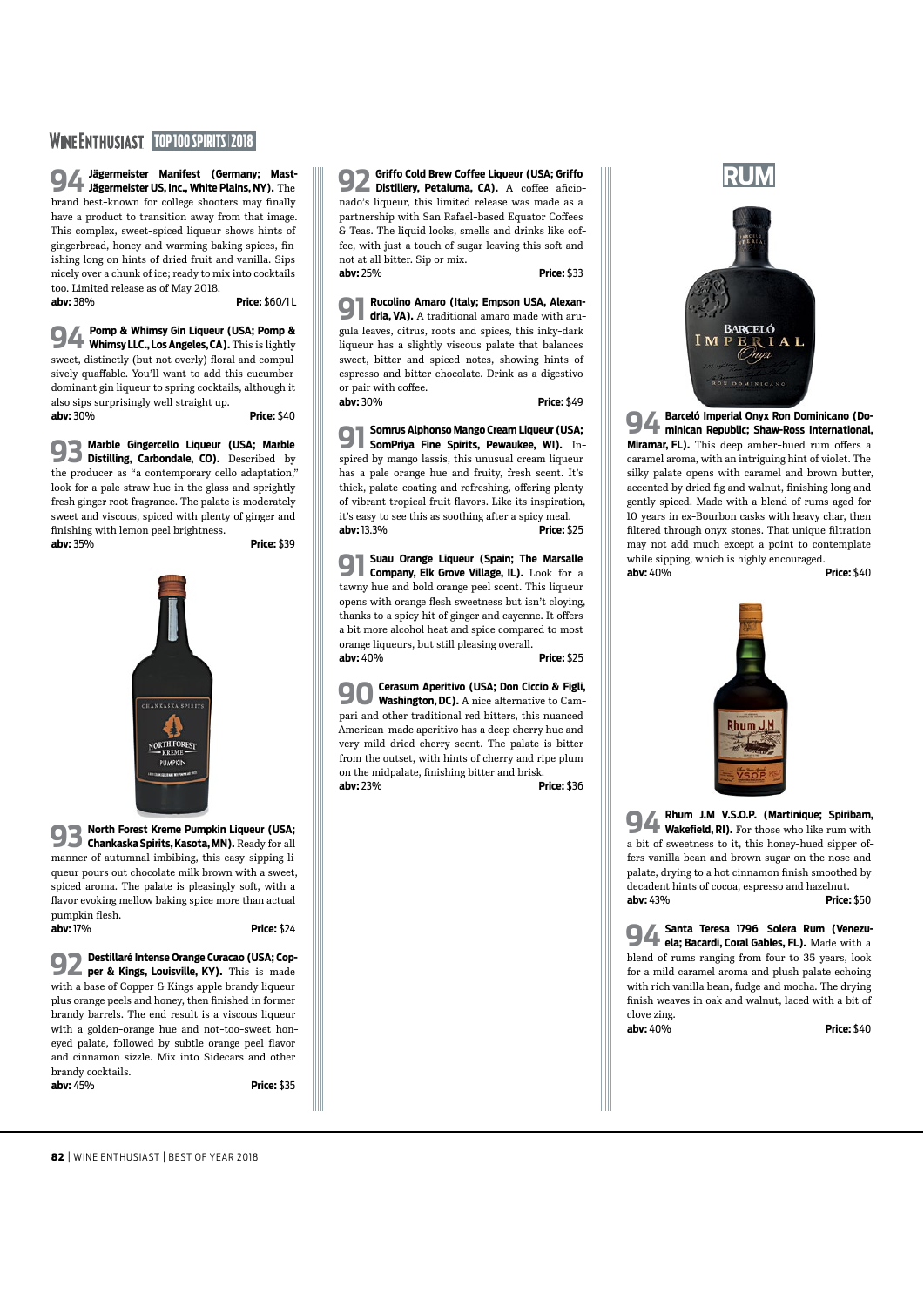**94** **Jägermeister Manifest (Germany; Mast-Jägermeister US, Inc., White Plains, NY).** The brand best-known for college shooters may finally have a product to transition away from that image. This complex, sweet-spiced liqueur shows hints of gingerbread, honey and warming baking spices, finishing long on hints of dried fruit and vanilla. Sips nicely over a chunk of ice; ready to mix into cocktails too. Limited release as of May 2018.
**abv:** 38% **Price:** $60/1 L

**94** **Pomp & Whimsy Gin Liqueur (USA; Pomp & Whimsy LLC., Los Angeles, CA).** This is lightly sweet, distinctly (but not overly) floral and compulsively quaffable. You'll want to add this cucumber-dominant gin liqueur to spring cocktails, although it also sips surprisingly well straight up.
**abv:** 30% **Price:** $40

**93** **Marble Gingercello Liqueur (USA; Marble Distilling, Carbondale, CO).** Described by the producer as "a contemporary cello adaptation," look for a pale straw hue in the glass and sprightly fresh ginger root fragrance. The palate is moderately sweet and viscous, spiced with plenty of ginger and finishing with lemon peel brightness.
**abv:** 35% **Price:** $39

**93** **North Forest Kreme Pumpkin Liqueur (USA; Chankaska Spirits, Kasota, MN).** Ready for all manner of autumnal imbibing, this easy-sipping liqueur pours out chocolate milk brown with a sweet, spiced aroma. The palate is pleasingly soft, with a flavor evoking mellow baking spice more than actual pumpkin flesh.
**abv:** 17% **Price:** $24

**92** **Destillaré Intense Orange Curacao (USA; Copper & Kings, Louisville, KY).** This is made with a base of Copper & Kings apple brandy liqueur plus orange peels and honey, then finished in former brandy barrels. The end result is a viscous liqueur with a golden-orange hue and not-too-sweet honeyed palate, followed by subtle orange peel flavor and cinnamon sizzle. Mix into Sidecars and other brandy cocktails.
**abv:** 45% **Price:** $35

**92** **Griffo Cold Brew Coffee Liqueur (USA; Griffo Distillery, Petaluma, CA).** A coffee aficionado's liqueur, this limited release was made as a partnership with San Rafael-based Equator Coffees & Teas. The liquid looks, smells and drinks like coffee, with just a touch of sugar leaving this soft and not at all bitter. Sip or mix.
**abv:** 25% **Price:** $33

**91** **Rucolino Amaro (Italy; Empson USA, Alexandria, VA).** A traditional amaro made with arugula leaves, citrus, roots and spices, this inky-dark liqueur has a slightly viscous palate that balances sweet, bitter and spiced notes, showing hints of espresso and bitter chocolate. Drink as a digestivo or pair with coffee.
**abv:** 30% **Price:** $49

**91** **Somrus Alphonso Mango Cream Liqueur (USA; SomPriya Fine Spirits, Pewaukee, WI).** Inspired by mango lassis, this unusual cream liqueur has a pale orange hue and fruity, fresh scent. It's thick, palate-coating and refreshing, offering plenty of vibrant tropical fruit flavors. Like its inspiration, it's easy to see this as soothing after a spicy meal.
**abv:** 13.3% **Price:** $25

**91** **Suau Orange Liqueur (Spain; The Marsalle Company, Elk Grove Village, IL).** Look for a tawny hue and bold orange peel scent. This liqueur opens with orange flesh sweetness but isn't cloying, thanks to a spicy hit of ginger and cayenne. It offers a bit more alcohol heat and spice compared to most orange liqueurs, but still pleasing overall.
**abv:** 40% **Price:** $25

**90** **Cerasum Aperitivo (USA; Don Ciccio & Figli, Washington, DC).** A nice alternative to Campari and other traditional red bitters, this nuanced American-made aperitivo has a deep cherry hue and very mild dried-cherry scent. The palate is bitter from the outset, with hints of cherry and ripe plum on the midpalate, finishing bitter and brisk.
**abv:** 23% **Price:** $36

## RUM

**94** **Barceló Imperial Onyx Ron Dominicano (Dominican Republic; Shaw-Ross International, Miramar, FL).** This deep amber-hued rum offers a caramel aroma, with an intriguing hint of violet. The silky palate opens with caramel and brown butter, accented by dried fig and walnut, finishing long and gently spiced. Made with a blend of rums aged for 10 years in ex-Bourbon casks with heavy char, then filtered through onyx stones. That unique filtration may not add much except a point to contemplate while sipping, which is highly encouraged.
**abv:** 40% **Price:** $40

**94** **Rhum J.M V.S.O.P. (Martinique; Spiribam, Wakefield, RI).** For those who like rum with a bit of sweetness to it, this honey-hued sipper offers vanilla bean and brown sugar on the nose and palate, drying to a hot cinnamon finish smoothed by decadent hints of cocoa, espresso and hazelnut.
**abv:** 43% **Price:** $50

**94** **Santa Teresa 1796 Solera Rum (Venezuela; Bacardi, Coral Gables, FL).** Made with a blend of rums ranging from four to 35 years, look for a mild caramel aroma and plush palate echoing with rich vanilla bean, fudge and mocha. The drying finish weaves in oak and walnut, laced with a bit of clove zing.
**abv:** 40% **Price:** $40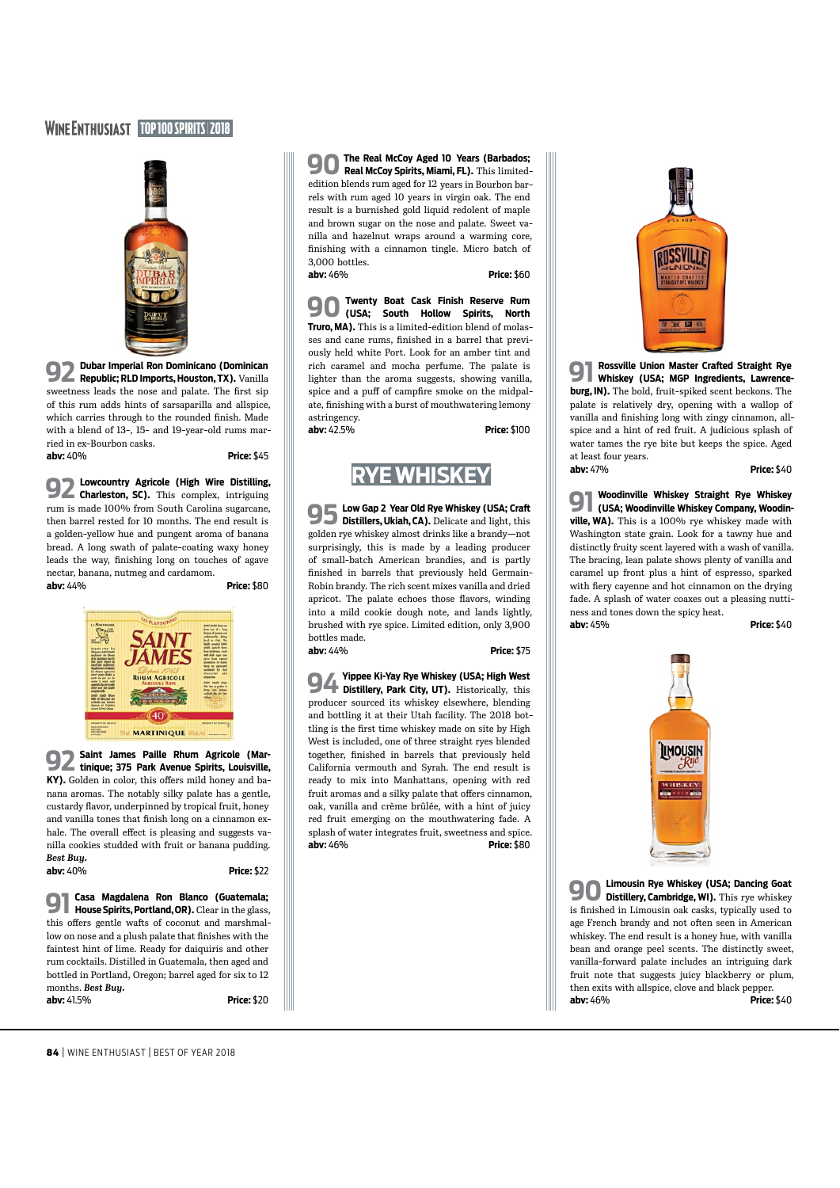**92** **Dubar Imperial Ron Dominicano (Dominican Republic; RLD Imports, Houston, TX).** Vanilla sweetness leads the nose and palate. The first sip of this rum adds hints of sarsaparilla and allspice, which carries through to the rounded finish. Made with a blend of 13-, 15- and 19-year-old rums married in ex-Bourbon casks.
**abv:** 40% **Price:** $45

**92** **Lowcountry Agricole (High Wire Distilling, Charleston, SC).** This complex, intriguing rum is made 100% from South Carolina sugarcane, then barrel rested for 10 months. The end result is a golden-yellow hue and pungent aroma of banana bread. A long swath of palate-coating waxy honey leads the way, finishing long on touches of agave nectar, banana, nutmeg and cardamom.
**abv:** 44% **Price:** $80

**92** **Saint James Paille Rhum Agricole (Martinique; 375 Park Avenue Spirits, Louisville, KY).** Golden in color, this offers mild honey and banana aromas. The notably silky palate has a gentle, custardy flavor, underpinned by tropical fruit, honey and vanilla tones that finish long on a cinnamon exhale. The overall effect is pleasing and suggests vanilla cookies studded with fruit or banana pudding. ***Best Buy.***
**abv:** 40% **Price:** $22

**91** **Casa Magdalena Ron Blanco (Guatemala; House Spirits, Portland, OR).** Clear in the glass, this offers gentle wafts of coconut and marshmallow on nose and a plush palate that finishes with the faintest hint of lime. Ready for daiquiris and other rum cocktails. Distilled in Guatemala, then aged and bottled in Portland, Oregon; barrel aged for six to 12 months. ***Best Buy.***
**abv:** 41.5% **Price:** $20

**90** **The Real McCoy Aged 10 Years (Barbados; Real McCoy Spirits, Miami, FL).** This limited-edition blends rum aged for 12 years in Bourbon barrels with rum aged 10 years in virgin oak. The end result is a burnished gold liquid redolent of maple and brown sugar on the nose and palate. Sweet vanilla and hazelnut wraps around a warming core, finishing with a cinnamon tingle. Micro batch of 3,000 bottles.
**abv:** 46% **Price:** $60

**90** **Twenty Boat Cask Finish Reserve Rum (USA; South Hollow Spirits, North Truro, MA).** This is a limited-edition blend of molasses and cane rums, finished in a barrel that previously held white Port. Look for an amber tint and rich caramel and mocha perfume. The palate is lighter than the aroma suggests, showing vanilla, spice and a puff of campfire smoke on the midpalate, finishing with a burst of mouthwatering lemony astringency.
**abv:** 42.5% **Price:** $100

## RYE WHISKEY

**95** **Low Gap 2 Year Old Rye Whiskey (USA; Craft Distillers, Ukiah, CA).** Delicate and light, this golden rye whiskey almost drinks like a brandy—not surprisingly, this is made by a leading producer of small-batch American brandies, and is partly finished in barrels that previously held Germain-Robin brandy. The rich scent mixes vanilla and dried apricot. The palate echoes those flavors, winding into a mild cookie dough note, and lands lightly, brushed with rye spice. Limited edition, only 3,900 bottles made.
**abv:** 44% **Price:** $75

**94** **Yippee Ki-Yay Rye Whiskey (USA; High West Distillery, Park City, UT).** Historically, this producer sourced its whiskey elsewhere, blending and bottling it at their Utah facility. The 2018 bottling is the first time whiskey made on site by High West is included, one of three straight ryes blended together, finished in barrels that previously held California vermouth and Syrah. The end result is ready to mix into Manhattans, opening with red fruit aromas and a silky palate that offers cinnamon, oak, vanilla and crème brûlée, with a hint of juicy red fruit emerging on the mouthwatering fade. A splash of water integrates fruit, sweetness and spice.
**abv:** 46% **Price:** $80

**91** **Rossville Union Master Crafted Straight Rye Whiskey (USA; MGP Ingredients, Lawrenceburg, IN).** The bold, fruit-spiked scent beckons. The palate is relatively dry, opening with a wallop of vanilla and finishing long with zingy cinnamon, allspice and a hint of red fruit. A judicious splash of water tames the rye bite but keeps the spice. Aged at least four years.
**abv:** 47% **Price:** $40

**91** **Woodinville Whiskey Straight Rye Whiskey (USA; Woodinville Whiskey Company, Woodinville, WA).** This is a 100% rye whiskey made with Washington state grain. Look for a tawny hue and distinctly fruity scent layered with a wash of vanilla. The bracing, lean palate shows plenty of vanilla and caramel up front plus a hint of espresso, sparked with fiery cayenne and hot cinnamon on the drying fade. A splash of water coaxes out a pleasing nuttiness and tones down the spicy heat.
**abv:** 45% **Price:** $40

**90** **Limousin Rye Whiskey (USA; Dancing Goat Distillery, Cambridge, WI).** This rye whiskey is finished in Limousin oak casks, typically used to age French brandy and not often seen in American whiskey. The end result is a honey hue, with vanilla bean and orange peel scents. The distinctly sweet, vanilla-forward palate includes an intriguing dark fruit note that suggests juicy blackberry or plum, then exits with allspice, clove and black pepper.
**abv:** 46% **Price:** $40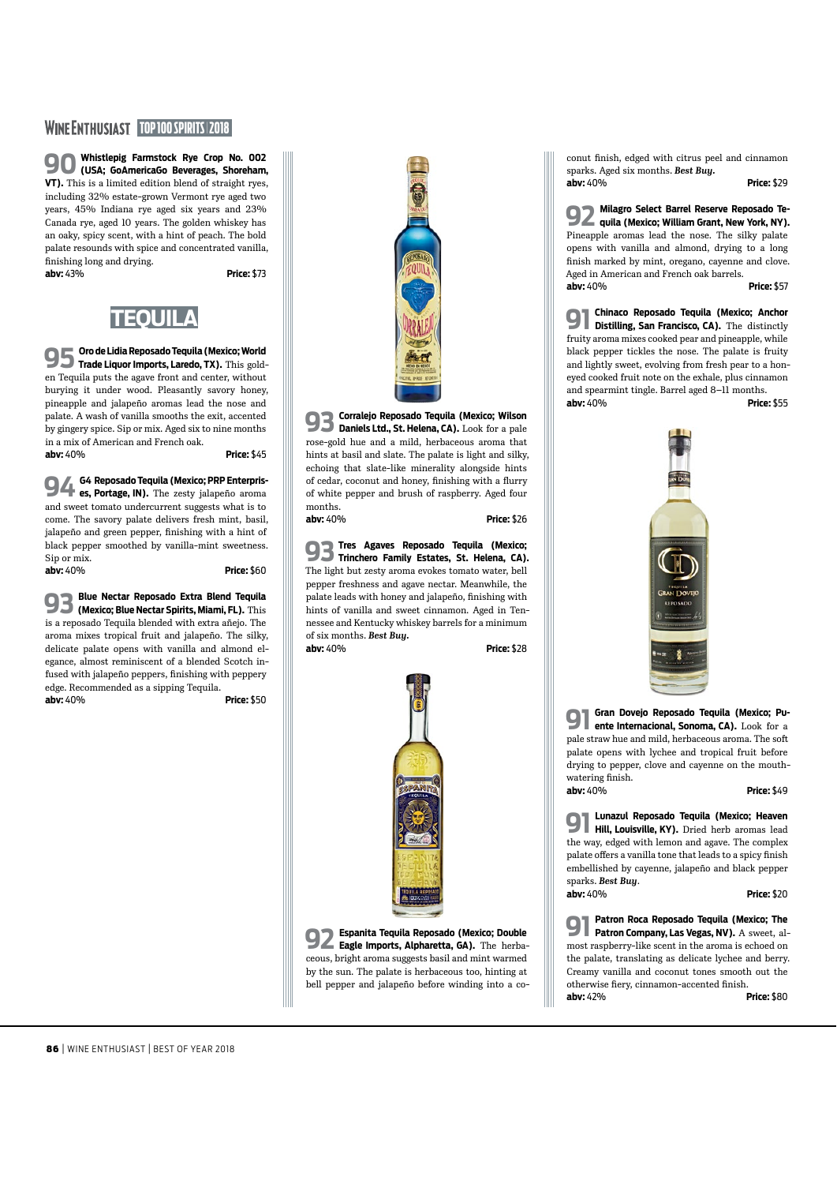**90 Whistlepig Farmstock Rye Crop No. 002 (USA; GoAmericaGo Beverages, Shoreham, VT).** This is a limited edition blend of straight ryes, including 32% estate-grown Vermont rye aged two years, 45% Indiana rye aged six years and 23% Canada rye, aged 10 years. The golden whiskey has an oaky, spicy scent, with a hint of peach. The bold palate resounds with spice and concentrated vanilla, finishing long and drying.
**abv:** 43% **Price:** $73

## TEQUILA

**95 Oro de Lidia Reposado Tequila (Mexico; World Trade Liquor Imports, Laredo, TX).** This golden Tequila puts the agave front and center, without burying it under wood. Pleasantly savory honey, pineapple and jalapeño aromas lead the nose and palate. A wash of vanilla smooths the exit, accented by gingery spice. Sip or mix. Aged six to nine months in a mix of American and French oak.
**abv:** 40% **Price:** $45

**94 G4 Reposado Tequila (Mexico; PRP Enterprises, Portage, IN).** The zesty jalapeño aroma and sweet tomato undercurrent suggests what is to come. The savory palate delivers fresh mint, basil, jalapeño and green pepper, finishing with a hint of black pepper smoothed by vanilla-mint sweetness. Sip or mix.
**abv:** 40% **Price:** $60

**93 Blue Nectar Reposado Extra Blend Tequila (Mexico; Blue Nectar Spirits, Miami, FL).** This is a reposado Tequila blended with extra añejo. The aroma mixes tropical fruit and jalapeño. The silky, delicate palate opens with vanilla and almond elegance, almost reminiscent of a blended Scotch infused with jalapeño peppers, finishing with peppery edge. Recommended as a sipping Tequila.
**abv:** 40% **Price:** $50

**93 Corralejo Reposado Tequila (Mexico; Wilson Daniels Ltd., St. Helena, CA).** Look for a pale rose-gold hue and a mild, herbaceous aroma that hints at basil and slate. The palate is light and silky, echoing that slate-like minerality alongside hints of cedar, coconut and honey, finishing with a flurry of white pepper and brush of raspberry. Aged four months.
**abv:** 40% **Price:** $26

**93 Tres Agaves Reposado Tequila (Mexico; Trinchero Family Estates, St. Helena, CA).** The light but zesty aroma evokes tomato water, bell pepper freshness and agave nectar. Meanwhile, the palate leads with honey and jalapeño, finishing with hints of vanilla and sweet cinnamon. Aged in Tennessee and Kentucky whiskey barrels for a minimum of six months. ***Best Buy.***
**abv:** 40% **Price:** $28

**92 Espanita Tequila Reposado (Mexico; Double Eagle Imports, Alpharetta, GA).** The herbaceous, bright aroma suggests basil and mint warmed by the sun. The palate is herbaceous too, hinting at bell pepper and jalapeño before winding into a coconut finish, edged with citrus peel and cinnamon sparks. Aged six months. ***Best Buy.***
**abv:** 40% **Price:** $29

**92 Milagro Select Barrel Reserve Reposado Tequila (Mexico; William Grant, New York, NY).** Pineapple aromas lead the nose. The silky palate opens with vanilla and almond, drying to a long finish marked by mint, oregano, cayenne and clove. Aged in American and French oak barrels.
**abv:** 40% **Price:** $57

**91 Chinaco Reposado Tequila (Mexico; Anchor Distilling, San Francisco, CA).** The distinctly fruity aroma mixes cooked pear and pineapple, while black pepper tickles the nose. The palate is fruity and lightly sweet, evolving from fresh pear to a honeyed cooked fruit note on the exhale, plus cinnamon and spearmint tingle. Barrel aged 8–11 months.
**abv:** 40% **Price:** $55

**91 Gran Dovejo Reposado Tequila (Mexico; Puente Internacional, Sonoma, CA).** Look for a pale straw hue and mild, herbaceous aroma. The soft palate opens with lychee and tropical fruit before drying to pepper, clove and cayenne on the mouthwatering finish.
**abv:** 40% **Price:** $49

**91 Lunazul Reposado Tequila (Mexico; Heaven Hill, Louisville, KY).** Dried herb aromas lead the way, edged with lemon and agave. The complex palate offers a vanilla tone that leads to a spicy finish embellished by cayenne, jalapeño and black pepper sparks. ***Best Buy.***
**abv:** 40% **Price:** $20

**91 Patron Roca Reposado Tequila (Mexico; The Patron Company, Las Vegas, NV).** A sweet, almost raspberry-like scent in the aroma is echoed on the palate, translating as delicate lychee and berry. Creamy vanilla and coconut tones smooth out the otherwise fiery, cinnamon-accented finish.
**abv:** 42% **Price:** $80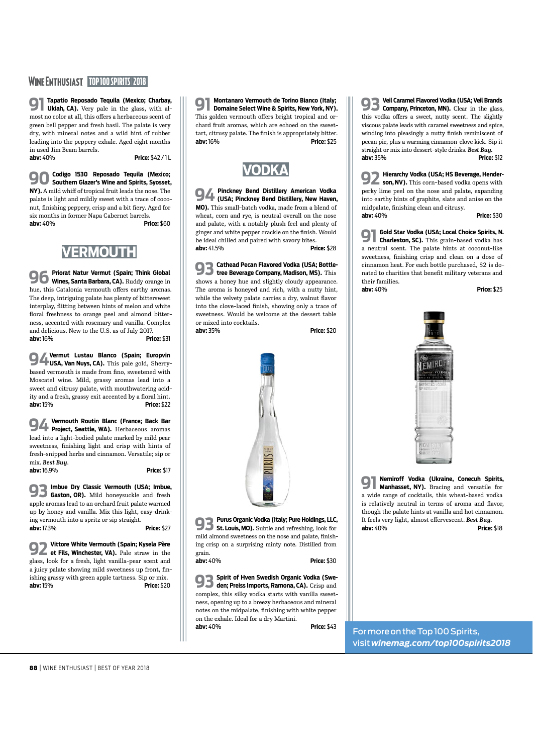91 **Tapatio Reposado Tequila (Mexico; Charbay, Ukiah, CA).** Very pale in the glass, with almost no color at all, this offers a herbaceous scent of green bell pepper and fresh basil. The palate is very dry, with mineral notes and a wild hint of rubber leading into the peppery exhale. Aged eight months in used Jim Beam barrels.
**abv:** 40% **Price:** $42 / 1 L

90 **Codigo 1530 Reposado Tequila (Mexico; Southern Glazer's Wine and Spirits, Syosset, NY).** A mild whiff of tropical fruit leads the nose. The palate is light and mildly sweet with a trace of coconut, finishing peppery, crisp and a bit fiery. Aged for six months in former Napa Cabernet barrels.
**abv:** 40% **Price:** $60

## VERMOUTH

96 **Priorat Natur Vermut (Spain; Think Global Wines, Santa Barbara, CA).** Ruddy orange in hue, this Catalonia vermouth offers earthy aromas. The deep, intriguing palate has plenty of bittersweet interplay, flitting between hints of melon and white floral freshness to orange peel and almond bitterness, accented with rosemary and vanilla. Complex and delicious. New to the U.S. as of July 2017.
**abv:** 16% **Price:** $31

94 **Vermut Lustau Blanco (Spain; Europvin USA, Van Nuys, CA).** This pale gold, Sherry-based vermouth is made from fino, sweetened with Moscatel wine. Mild, grassy aromas lead into a sweet and citrusy palate, with mouthwatering acidity and a fresh, grassy exit accented by a floral hint.
**abv:** 15% **Price:** $22

94 **Vermouth Routin Blanc (France; Back Bar Project, Seattle, WA).** Herbaceous aromas lead into a light-bodied palate marked by mild pear sweetness, finishing light and crisp with hints of fresh-snipped herbs and cinnamon. Versatile; sip or mix. ***Best Buy.***
**abv:** 16.9% **Price:** $17

93 **Imbue Dry Classic Vermouth (USA; Imbue, Gaston, OR).** Mild honeysuckle and fresh apple aromas lead to an orchard fruit palate warmed up by honey and vanilla. Mix this light, easy-drinking vermouth into a spritz or sip straight.
**abv:** 17.3% **Price:** $27

92 **Vittore White Vermouth (Spain; Kysela Père et Fils, Winchester, VA).** Pale straw in the glass, look for a fresh, light vanilla-pear scent and a juicy palate showing mild sweetness up front, finishing grassy with green apple tartness. Sip or mix.
**abv:** 15% **Price:** $20

91 **Montanaro Vermouth de Torino Bianco (Italy; Domaine Select Wine & Spirits, New York, NY).** This golden vermouth offers bright tropical and orchard fruit aromas, which are echoed on the sweet-tart, citrusy palate. The finish is appropriately bitter.
**abv:** 16% **Price:** $25

## VODKA

94 **Pinckney Bend Distillery American Vodka (USA; Pinckney Bend Distillery, New Haven, MO).** This small-batch vodka, made from a blend of wheat, corn and rye, is neutral overall on the nose and palate, with a notably plush feel and plenty of ginger and white pepper crackle on the finish. Would be ideal chilled and paired with savory bites.
**abv:** 41.5% **Price:** $28

93 **Cathead Pecan Flavored Vodka (USA; Bottletree Beverage Company, Madison, MS).** This shows a honey hue and slightly cloudy appearance. The aroma is honeyed and rich, with a nutty hint, while the velvety palate carries a dry, walnut flavor into the clove-laced finish, showing only a trace of sweetness. Would be welcome at the dessert table or mixed into cocktails.
**abv:** 35% **Price:** $20

93 **Purus Organic Vodka (Italy; Pure Holdings, LLC, St. Louis, MO).** Subtle and refreshing, look for mild almond sweetness on the nose and palate, finishing crisp on a surprising minty note. Distilled from grain.
**abv:** 40% **Price:** $30

93 **Spirit of Hven Swedish Organic Vodka (Sweden; Preiss Imports, Ramona, CA).** Crisp and complex, this silky vodka starts with vanilla sweetness, opening up to a breezy herbaceous and mineral notes on the midpalate, finishing with white pepper on the exhale. Ideal for a dry Martini.
**abv:** 40% **Price:** $43

93 **Veil Caramel Flavored Vodka (USA; Veil Brands Company, Princeton, MN).** Clear in the glass, this vodka offers a sweet, nutty scent. The slightly viscous palate leads with caramel sweetness and spice, winding into pleasingly a nutty finish reminiscent of pecan pie, plus a warming cinnamon-clove kick. Sip it straight or mix into dessert-style drinks. ***Best Buy.***
**abv:** 35% **Price:** $12

92 **Hierarchy Vodka (USA; HS Beverage, Henderson, NV).** This corn-based vodka opens with perky lime peel on the nose and palate, expanding into earthy hints of graphite, slate and anise on the midpalate, finishing clean and citrusy.
**abv:** 40% **Price:** $30

91 **Gold Star Vodka (USA; Local Choice Spirits, N. Charleston, SC).** This grain-based vodka has a neutral scent. The palate hints at coconut-like sweetness, finishing crisp and clean on a dose of cinnamon heat. For each bottle purchased, $2 is donated to charities that benefit military veterans and their families.
**abv:** 40% **Price:** $25

91 **Nemiroff Vodka (Ukraine, Conecuh Spirits, Manhasset, NY).** Bracing and versatile for a wide range of cocktails, this wheat-based vodka is relatively neutral in terms of aroma and flavor, though the palate hints at vanilla and hot cinnamon. It feels very light, almost effervescent. ***Best Buy.***
**abv:** 40% **Price:** $18

For more on the Top 100 Spirits, visit ***winemag.com/top100spirits2018***